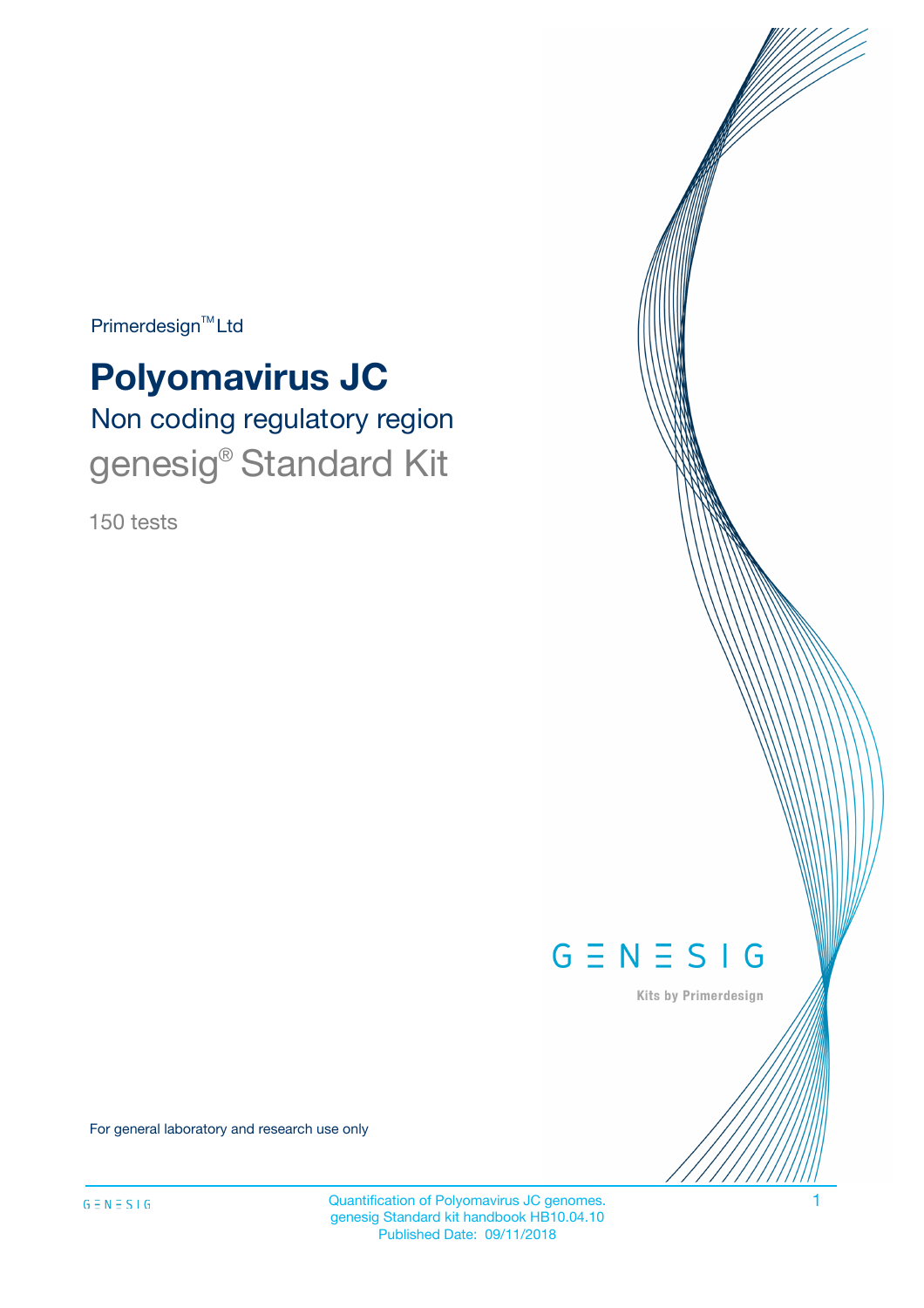Primerdesign™ Ltd

# Polyomavirus JC

## Non coding regulatory region

## genesig® Standard Kit

150 tests

GENESIG

Kits by Primerdesign

For general laboratory and research use only

Quantification of Polyomavirus JC genomes.
genesig Standard kit handbook HB10.04.10
Published Date: 09/11/2018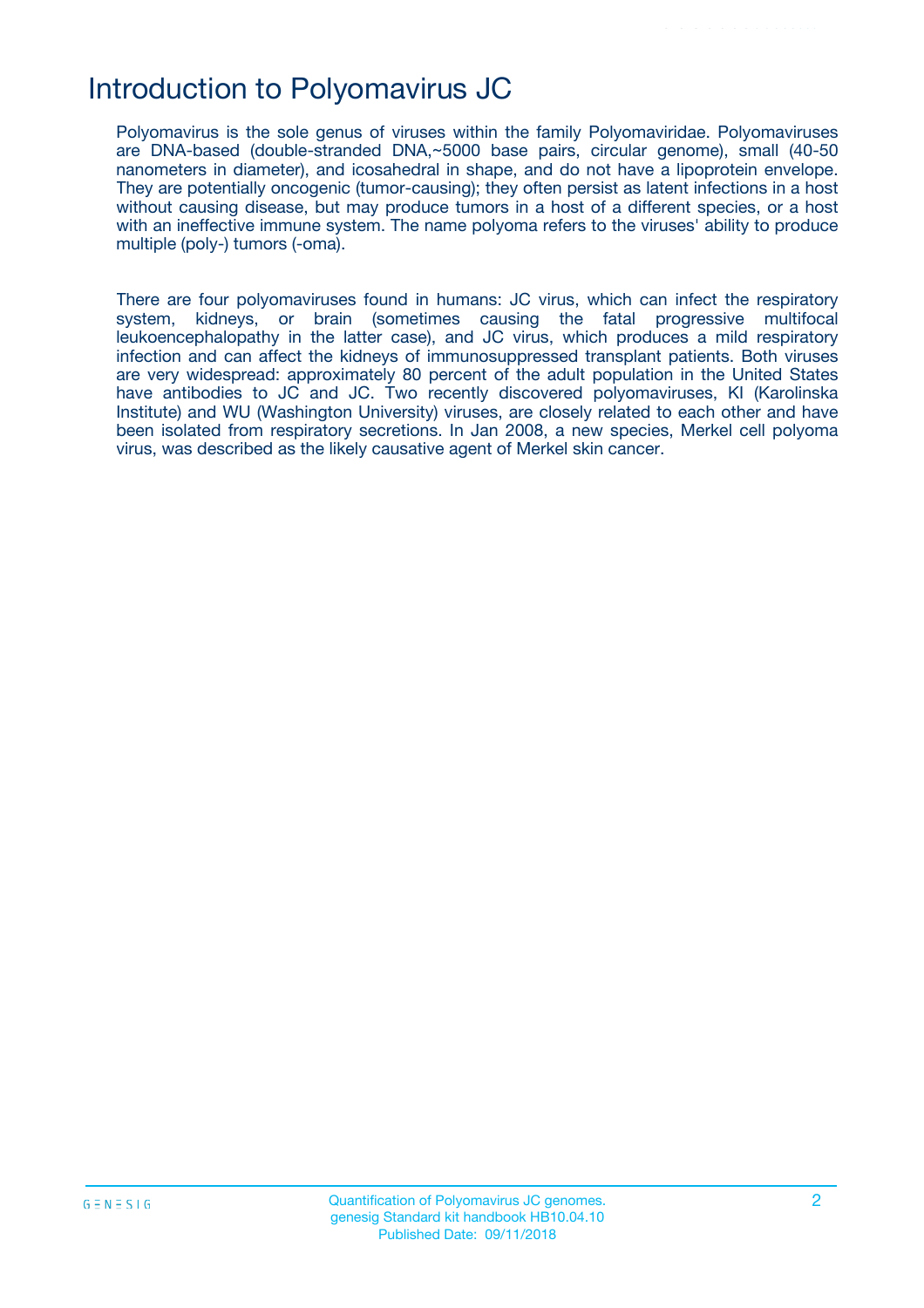# Introduction to Polyomavirus JC

Polyomavirus is the sole genus of viruses within the family Polyomaviridae. Polyomaviruses are DNA-based (double-stranded DNA,~5000 base pairs, circular genome), small (40-50 nanometers in diameter), and icosahedral in shape, and do not have a lipoprotein envelope. They are potentially oncogenic (tumor-causing); they often persist as latent infections in a host without causing disease, but may produce tumors in a host of a different species, or a host with an ineffective immune system. The name polyoma refers to the viruses' ability to produce multiple (poly-) tumors (-oma).

There are four polyomaviruses found in humans: JC virus, which can infect the respiratory system, kidneys, or brain (sometimes causing the fatal progressive multifocal leukoencephalopathy in the latter case), and JC virus, which produces a mild respiratory infection and can affect the kidneys of immunosuppressed transplant patients. Both viruses are very widespread: approximately 80 percent of the adult population in the United States have antibodies to JC and JC. Two recently discovered polyomaviruses, KI (Karolinska Institute) and WU (Washington University) viruses, are closely related to each other and have been isolated from respiratory secretions. In Jan 2008, a new species, Merkel cell polyoma virus, was described as the likely causative agent of Merkel skin cancer.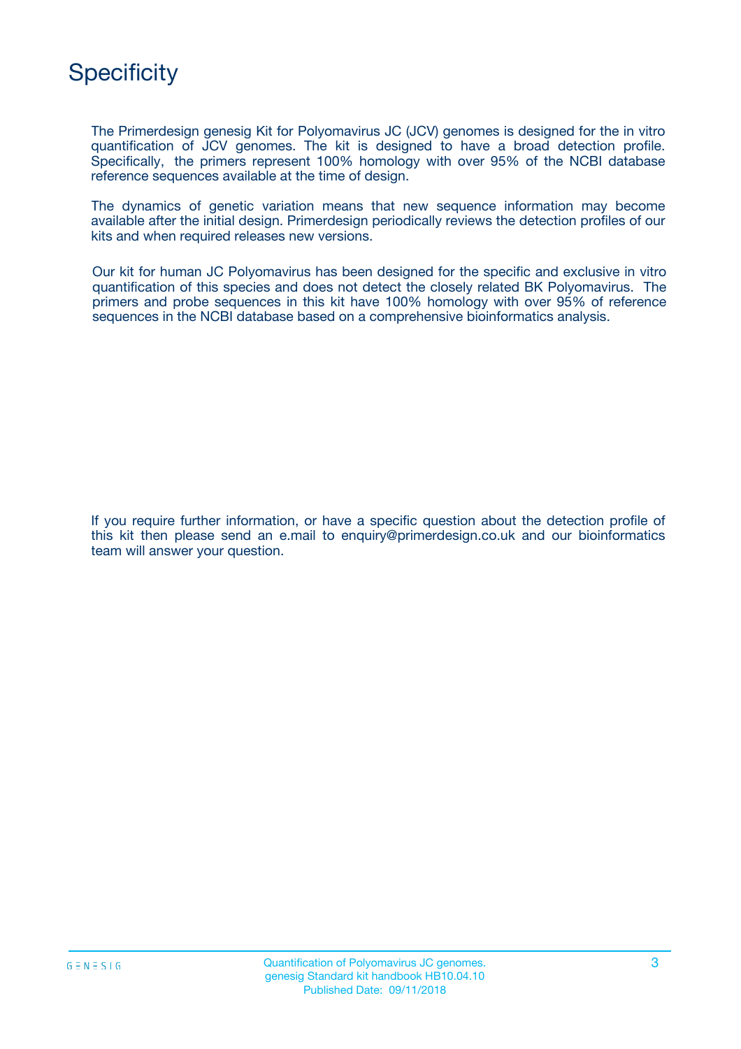# Specificity

The Primerdesign genesig Kit for Polyomavirus JC (JCV) genomes is designed for the in vitro quantification of JCV genomes. The kit is designed to have a broad detection profile. Specifically, the primers represent 100% homology with over 95% of the NCBI database reference sequences available at the time of design.

The dynamics of genetic variation means that new sequence information may become available after the initial design. Primerdesign periodically reviews the detection profiles of our kits and when required releases new versions.

Our kit for human JC Polyomavirus has been designed for the specific and exclusive in vitro quantification of this species and does not detect the closely related BK Polyomavirus. The primers and probe sequences in this kit have 100% homology with over 95% of reference sequences in the NCBI database based on a comprehensive bioinformatics analysis.

If you require further information, or have a specific question about the detection profile of this kit then please send an e.mail to enquiry@primerdesign.co.uk and our bioinformatics team will answer your question.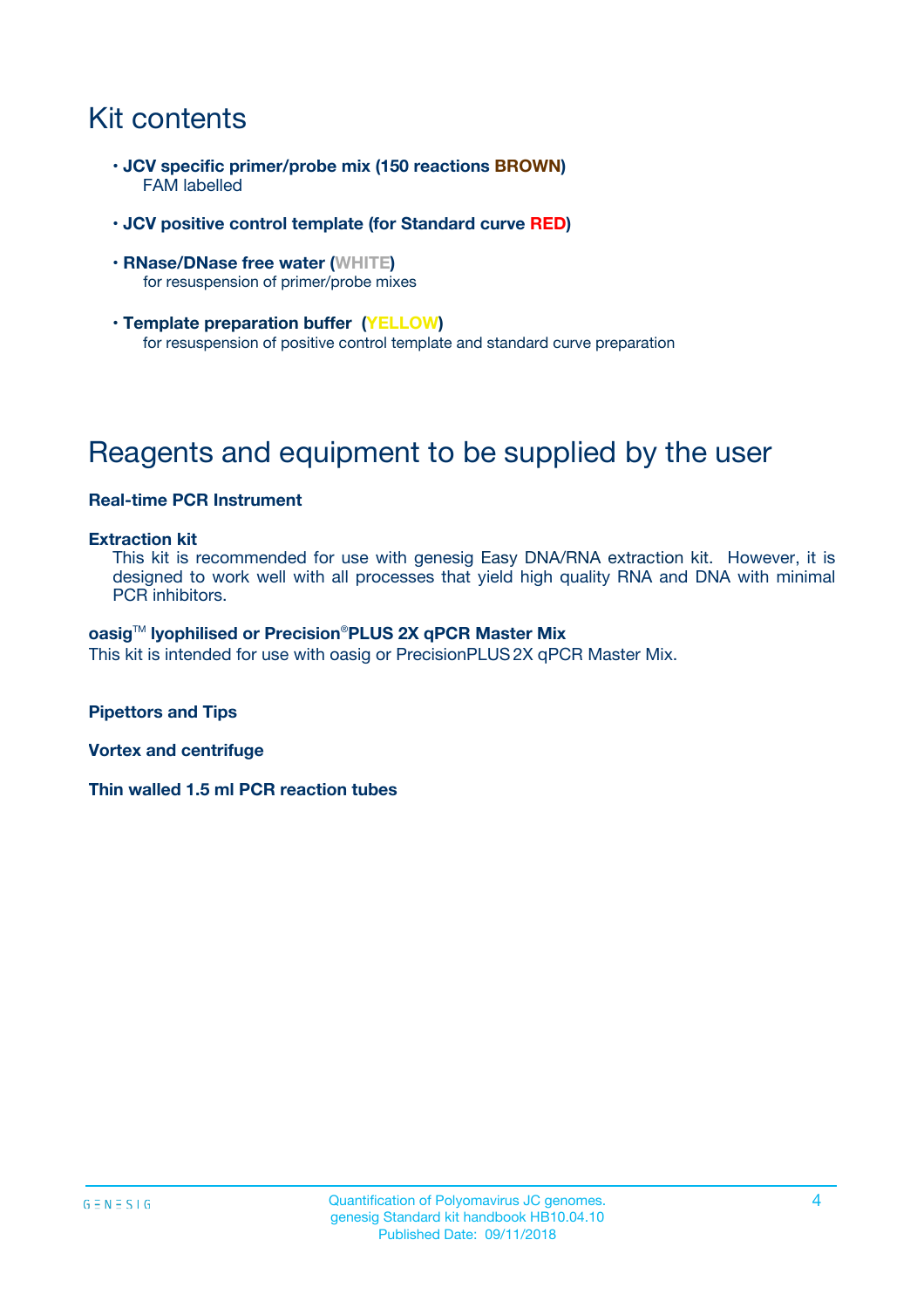# Kit contents

- **JCV specific primer/probe mix (150 reactions BROWN)**
  FAM labelled
- **JCV positive control template (for Standard curve RED)**
- **RNase/DNase free water (WHITE)**
  for resuspension of primer/probe mixes
- **Template preparation buffer (YELLOW)**
  for resuspension of positive control template and standard curve preparation

# Reagents and equipment to be supplied by the user

**Real-time PCR Instrument**

**Extraction kit**
This kit is recommended for use with genesig Easy DNA/RNA extraction kit. However, it is designed to work well with all processes that yield high quality RNA and DNA with minimal PCR inhibitors.

**oasig™ lyophilised or Precision®PLUS 2X qPCR Master Mix**
This kit is intended for use with oasig or PrecisionPLUS 2X qPCR Master Mix.

**Pipettors and Tips**

**Vortex and centrifuge**

**Thin walled 1.5 ml PCR reaction tubes**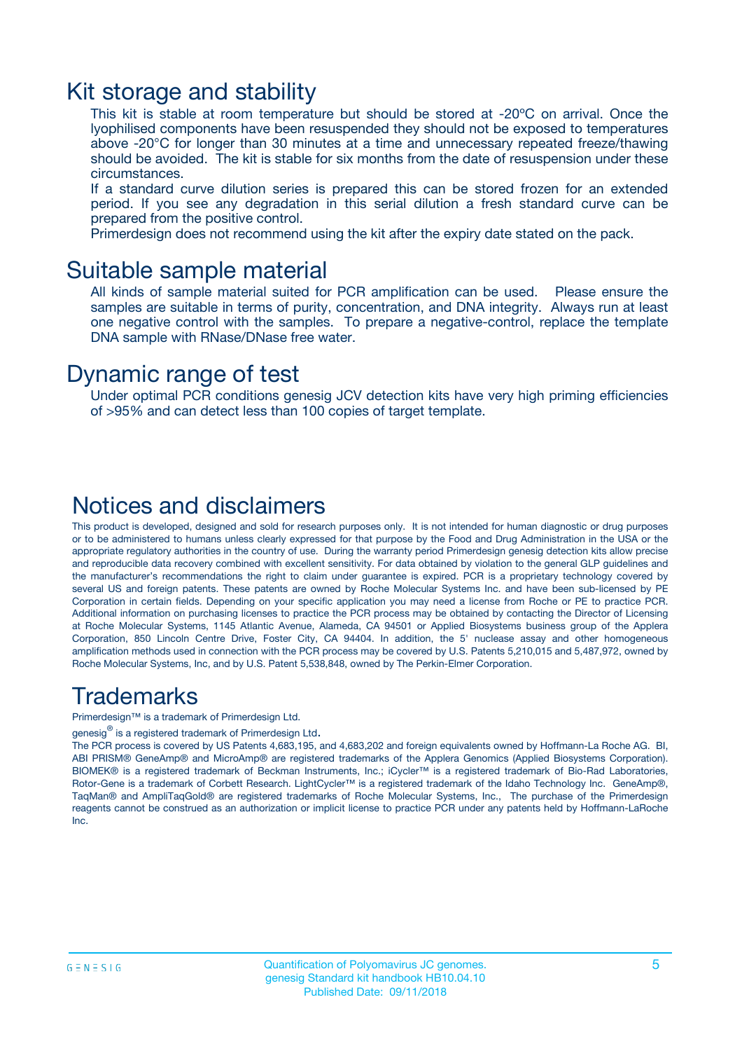## Kit storage and stability

This kit is stable at room temperature but should be stored at -20ºC on arrival. Once the lyophilised components have been resuspended they should not be exposed to temperatures above -20°C for longer than 30 minutes at a time and unnecessary repeated freeze/thawing should be avoided. The kit is stable for six months from the date of resuspension under these circumstances.

If a standard curve dilution series is prepared this can be stored frozen for an extended period. If you see any degradation in this serial dilution a fresh standard curve can be prepared from the positive control.

Primerdesign does not recommend using the kit after the expiry date stated on the pack.

## Suitable sample material

All kinds of sample material suited for PCR amplification can be used. Please ensure the samples are suitable in terms of purity, concentration, and DNA integrity. Always run at least one negative control with the samples. To prepare a negative-control, replace the template DNA sample with RNase/DNase free water.

## Dynamic range of test

Under optimal PCR conditions genesig JCV detection kits have very high priming efficiencies of >95% and can detect less than 100 copies of target template.

## Notices and disclaimers

This product is developed, designed and sold for research purposes only. It is not intended for human diagnostic or drug purposes or to be administered to humans unless clearly expressed for that purpose by the Food and Drug Administration in the USA or the appropriate regulatory authorities in the country of use. During the warranty period Primerdesign genesig detection kits allow precise and reproducible data recovery combined with excellent sensitivity. For data obtained by violation to the general GLP guidelines and the manufacturer's recommendations the right to claim under guarantee is expired. PCR is a proprietary technology covered by several US and foreign patents. These patents are owned by Roche Molecular Systems Inc. and have been sub-licensed by PE Corporation in certain fields. Depending on your specific application you may need a license from Roche or PE to practice PCR. Additional information on purchasing licenses to practice the PCR process may be obtained by contacting the Director of Licensing at Roche Molecular Systems, 1145 Atlantic Avenue, Alameda, CA 94501 or Applied Biosystems business group of the Applera Corporation, 850 Lincoln Centre Drive, Foster City, CA 94404. In addition, the 5' nuclease assay and other homogeneous amplification methods used in connection with the PCR process may be covered by U.S. Patents 5,210,015 and 5,487,972, owned by Roche Molecular Systems, Inc, and by U.S. Patent 5,538,848, owned by The Perkin-Elmer Corporation.

## Trademarks

Primerdesign™ is a trademark of Primerdesign Ltd.

genesig® is a registered trademark of Primerdesign Ltd.

The PCR process is covered by US Patents 4,683,195, and 4,683,202 and foreign equivalents owned by Hoffmann-La Roche AG. BI, ABI PRISM® GeneAmp® and MicroAmp® are registered trademarks of the Applera Genomics (Applied Biosystems Corporation). BIOMEK® is a registered trademark of Beckman Instruments, Inc.; iCycler™ is a registered trademark of Bio-Rad Laboratories, Rotor-Gene is a trademark of Corbett Research. LightCycler™ is a registered trademark of the Idaho Technology Inc. GeneAmp®, TaqMan® and AmpliTaqGold® are registered trademarks of Roche Molecular Systems, Inc., The purchase of the Primerdesign reagents cannot be construed as an authorization or implicit license to practice PCR under any patents held by Hoffmann-LaRoche Inc.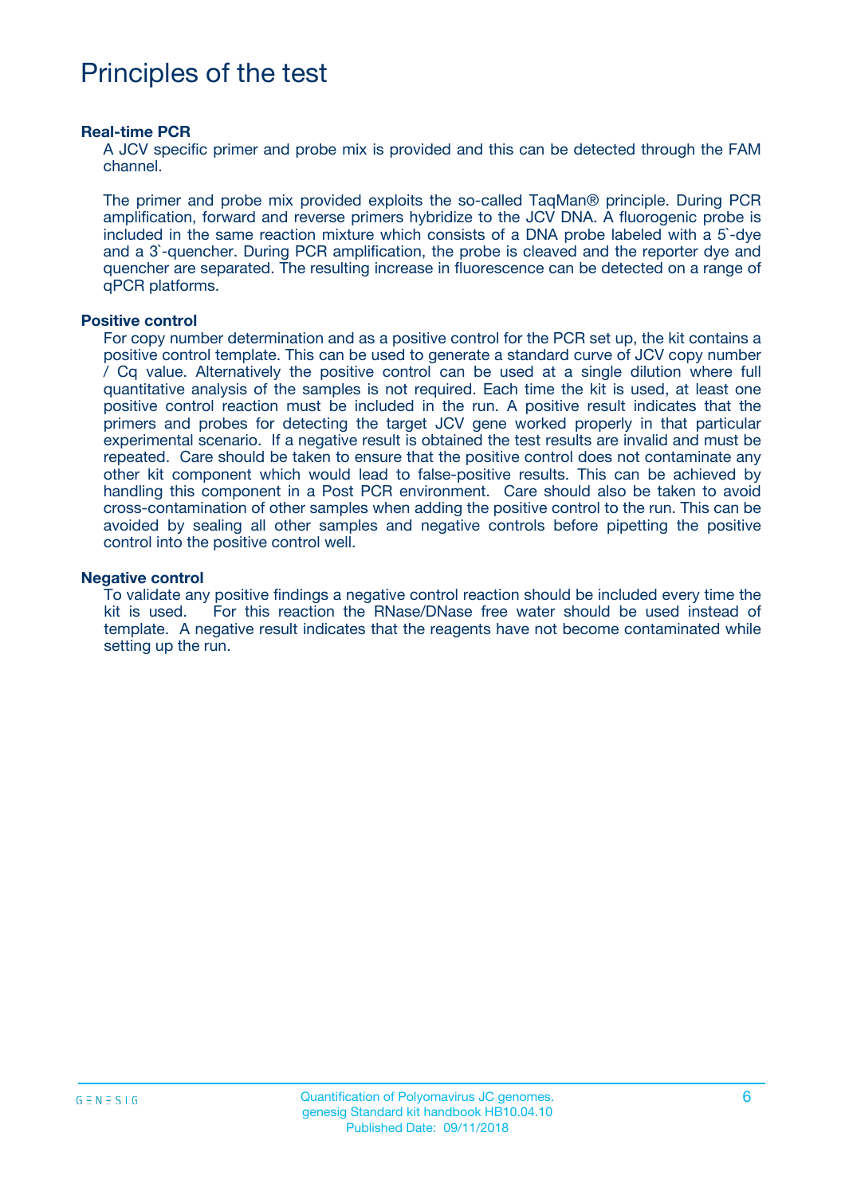# Principles of the test

**Real-time PCR**

A JCV specific primer and probe mix is provided and this can be detected through the FAM channel.

The primer and probe mix provided exploits the so-called TaqMan® principle. During PCR amplification, forward and reverse primers hybridize to the JCV DNA. A fluorogenic probe is included in the same reaction mixture which consists of a DNA probe labeled with a 5`-dye and a 3`-quencher. During PCR amplification, the probe is cleaved and the reporter dye and quencher are separated. The resulting increase in fluorescence can be detected on a range of qPCR platforms.

**Positive control**

For copy number determination and as a positive control for the PCR set up, the kit contains a positive control template. This can be used to generate a standard curve of JCV copy number / Cq value. Alternatively the positive control can be used at a single dilution where full quantitative analysis of the samples is not required. Each time the kit is used, at least one positive control reaction must be included in the run. A positive result indicates that the primers and probes for detecting the target JCV gene worked properly in that particular experimental scenario. If a negative result is obtained the test results are invalid and must be repeated. Care should be taken to ensure that the positive control does not contaminate any other kit component which would lead to false-positive results. This can be achieved by handling this component in a Post PCR environment. Care should also be taken to avoid cross-contamination of other samples when adding the positive control to the run. This can be avoided by sealing all other samples and negative controls before pipetting the positive control into the positive control well.

**Negative control**

To validate any positive findings a negative control reaction should be included every time the kit is used. For this reaction the RNase/DNase free water should be used instead of template. A negative result indicates that the reagents have not become contaminated while setting up the run.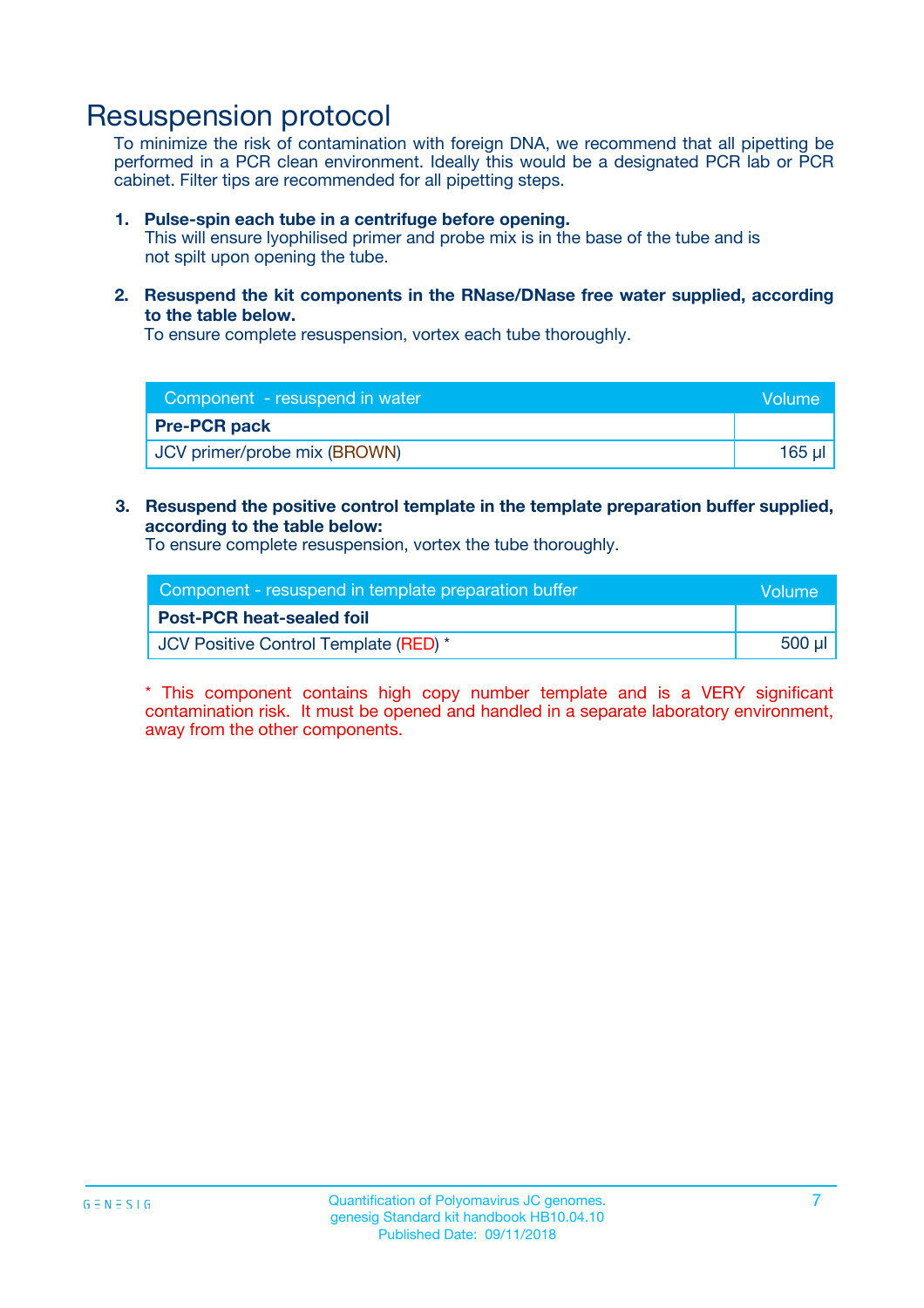# Resuspension protocol

To minimize the risk of contamination with foreign DNA, we recommend that all pipetting be performed in a PCR clean environment. Ideally this would be a designated PCR lab or PCR cabinet. Filter tips are recommended for all pipetting steps.

1. **Pulse-spin each tube in a centrifuge before opening.**
   This will ensure lyophilised primer and probe mix is in the base of the tube and is not spilt upon opening the tube.

2. **Resuspend the kit components in the RNase/DNase free water supplied, according to the table below.**
   To ensure complete resuspension, vortex each tube thoroughly.

| Component - resuspend in water | Volume |
|---|---|
| **Pre-PCR pack** | |
| JCV primer/probe mix (BROWN) | 165 µl |

3. **Resuspend the positive control template in the template preparation buffer supplied, according to the table below:**
   To ensure complete resuspension, vortex the tube thoroughly.

| Component - resuspend in template preparation buffer | Volume |
|---|---|
| **Post-PCR heat-sealed foil** | |
| JCV Positive Control Template (RED) * | 500 µl |

* This component contains high copy number template and is a VERY significant contamination risk. It must be opened and handled in a separate laboratory environment, away from the other components.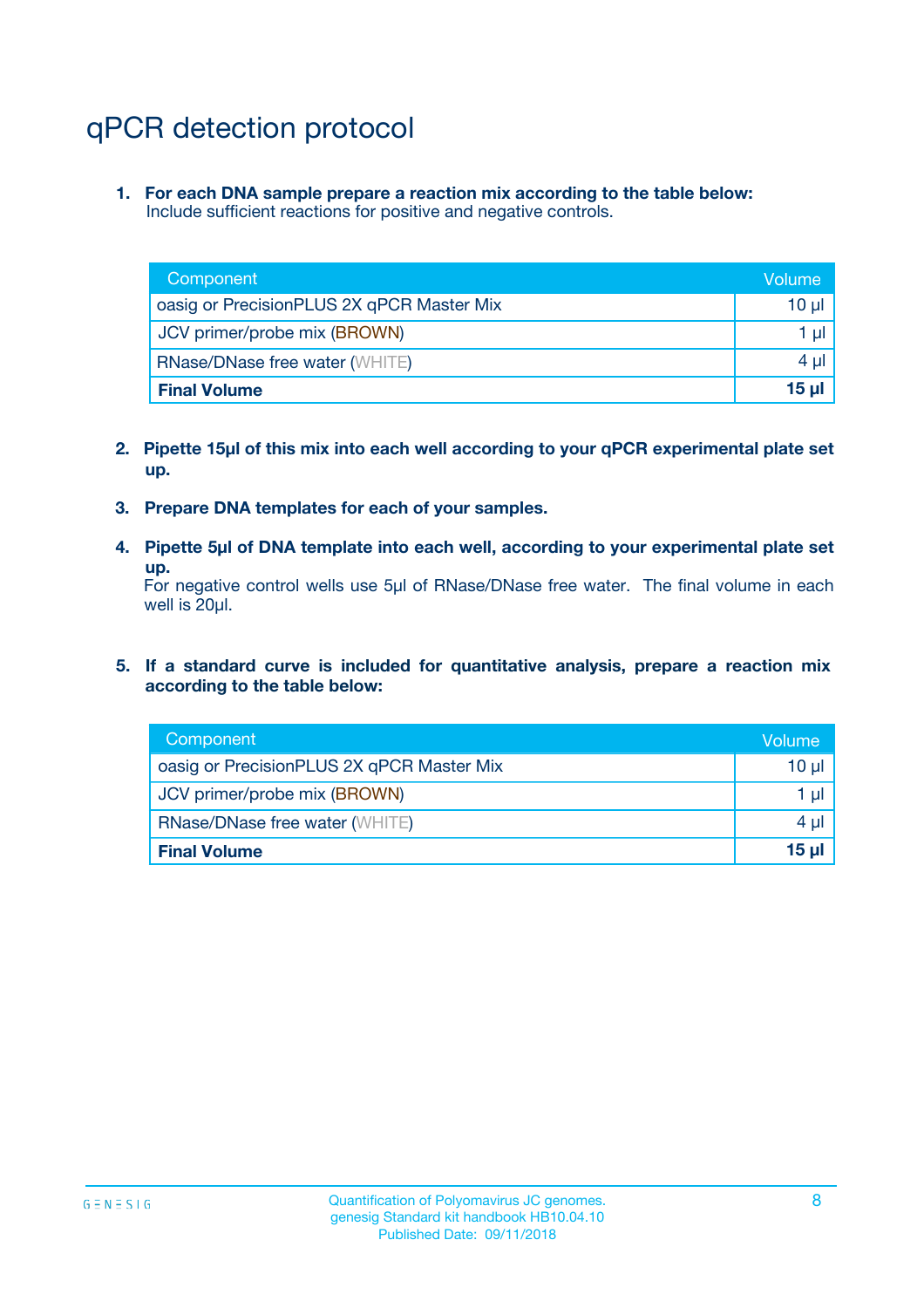# qPCR detection protocol

1. **For each DNA sample prepare a reaction mix according to the table below:**
   Include sufficient reactions for positive and negative controls.

| Component | Volume |
| --- | --- |
| oasig or PrecisionPLUS 2X qPCR Master Mix | 10 µl |
| JCV primer/probe mix (BROWN) | 1 µl |
| RNase/DNase free water (WHITE) | 4 µl |
| **Final Volume** | **15 µl** |

2. **Pipette 15µl of this mix into each well according to your qPCR experimental plate set up.**

3. **Prepare DNA templates for each of your samples.**

4. **Pipette 5µl of DNA template into each well, according to your experimental plate set up.**
   For negative control wells use 5µl of RNase/DNase free water. The final volume in each well is 20µl.

5. **If a standard curve is included for quantitative analysis, prepare a reaction mix according to the table below:**

| Component | Volume |
| --- | --- |
| oasig or PrecisionPLUS 2X qPCR Master Mix | 10 µl |
| JCV primer/probe mix (BROWN) | 1 µl |
| RNase/DNase free water (WHITE) | 4 µl |
| **Final Volume** | **15 µl** |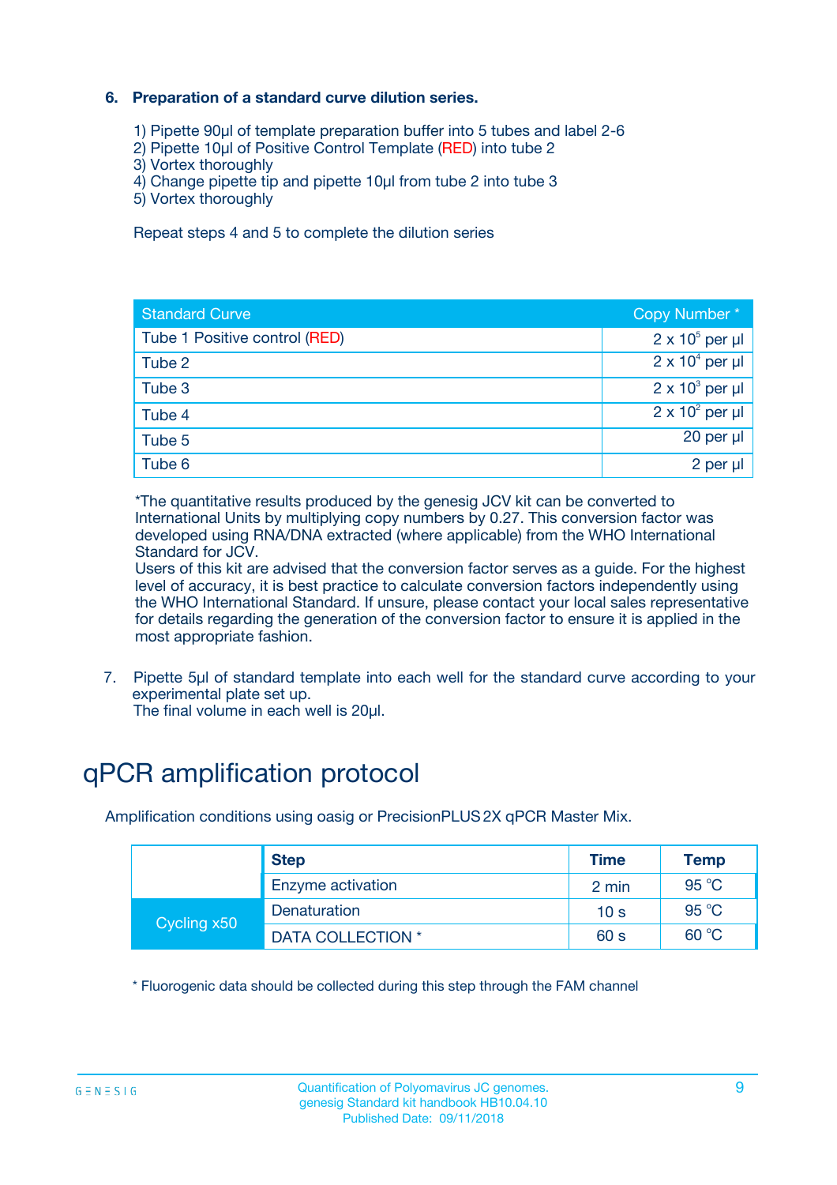### 6. Preparation of a standard curve dilution series.

1) Pipette 90µl of template preparation buffer into 5 tubes and label 2-6
2) Pipette 10µl of Positive Control Template (RED) into tube 2
3) Vortex thoroughly
4) Change pipette tip and pipette 10µl from tube 2 into tube 3
5) Vortex thoroughly

Repeat steps 4 and 5 to complete the dilution series

| Standard Curve | Copy Number * |
|---|---|
| Tube 1 Positive control (RED) | $2 \times 10^5$ per µl |
| Tube 2 | $2 \times 10^4$ per µl |
| Tube 3 | $2 \times 10^3$ per µl |
| Tube 4 | $2 \times 10^2$ per µl |
| Tube 5 | 20 per µl |
| Tube 6 | 2 per µl |

*The quantitative results produced by the genesig JCV kit can be converted to International Units by multiplying copy numbers by 0.27. This conversion factor was developed using RNA/DNA extracted (where applicable) from the WHO International Standard for JCV.
Users of this kit are advised that the conversion factor serves as a guide. For the highest level of accuracy, it is best practice to calculate conversion factors independently using the WHO International Standard. If unsure, please contact your local sales representative for details regarding the generation of the conversion factor to ensure it is applied in the most appropriate fashion.

7. Pipette 5µl of standard template into each well for the standard curve according to your experimental plate set up.
The final volume in each well is 20µl.

# qPCR amplification protocol

Amplification conditions using oasig or PrecisionPLUS 2X qPCR Master Mix.

| | Step | Time | Temp |
|---|---|---|---|
| | Enzyme activation | 2 min | 95 °C |
| Cycling x50 | Denaturation | 10 s | 95 °C |
| | DATA COLLECTION * | 60 s | 60 °C |

* Fluorogenic data should be collected during this step through the FAM channel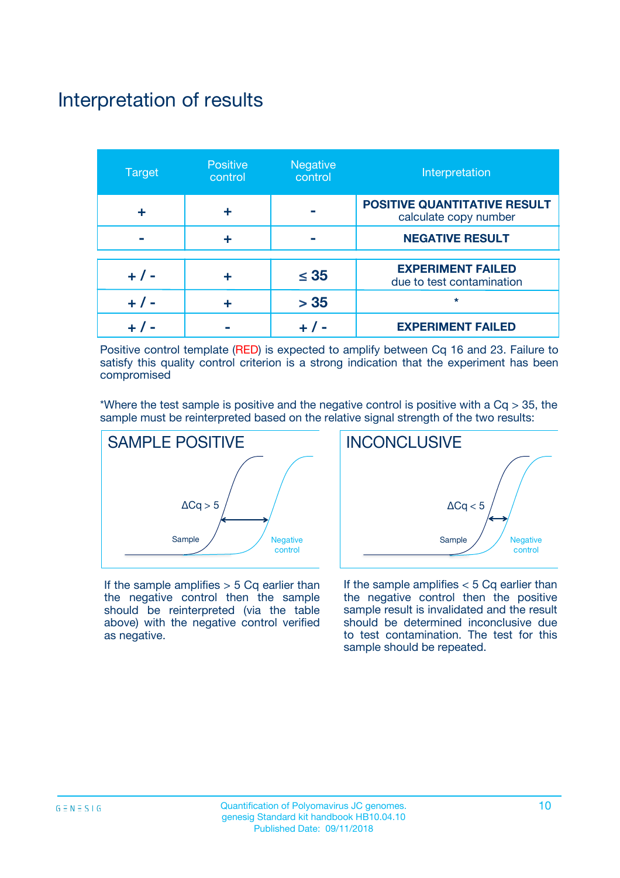# Interpretation of results

| Target | Positive control | Negative control | Interpretation |
|---|---|---|---|
| + | + | - | **POSITIVE QUANTITATIVE RESULT** calculate copy number |
| - | + | - | **NEGATIVE RESULT** |
| + / - | + | ≤ 35 | **EXPERIMENT FAILED** due to test contamination |
| + / - | + | > 35 | * |
| + / - | - | + / - | **EXPERIMENT FAILED** |

Positive control template (RED) is expected to amplify between Cq 16 and 23. Failure to satisfy this quality control criterion is a strong indication that the experiment has been compromised

*Where the test sample is positive and the negative control is positive with a Cq > 35, the sample must be reinterpreted based on the relative signal strength of the two results:

SAMPLE POSITIVE

ΔCq > 5

Sample

Negative control

If the sample amplifies > 5 Cq earlier than the negative control then the sample should be reinterpreted (via the table above) with the negative control verified as negative.

INCONCLUSIVE

ΔCq < 5

Sample

Negative control

If the sample amplifies < 5 Cq earlier than the negative control then the positive sample result is invalidated and the result should be determined inconclusive due to test contamination. The test for this sample should be repeated.